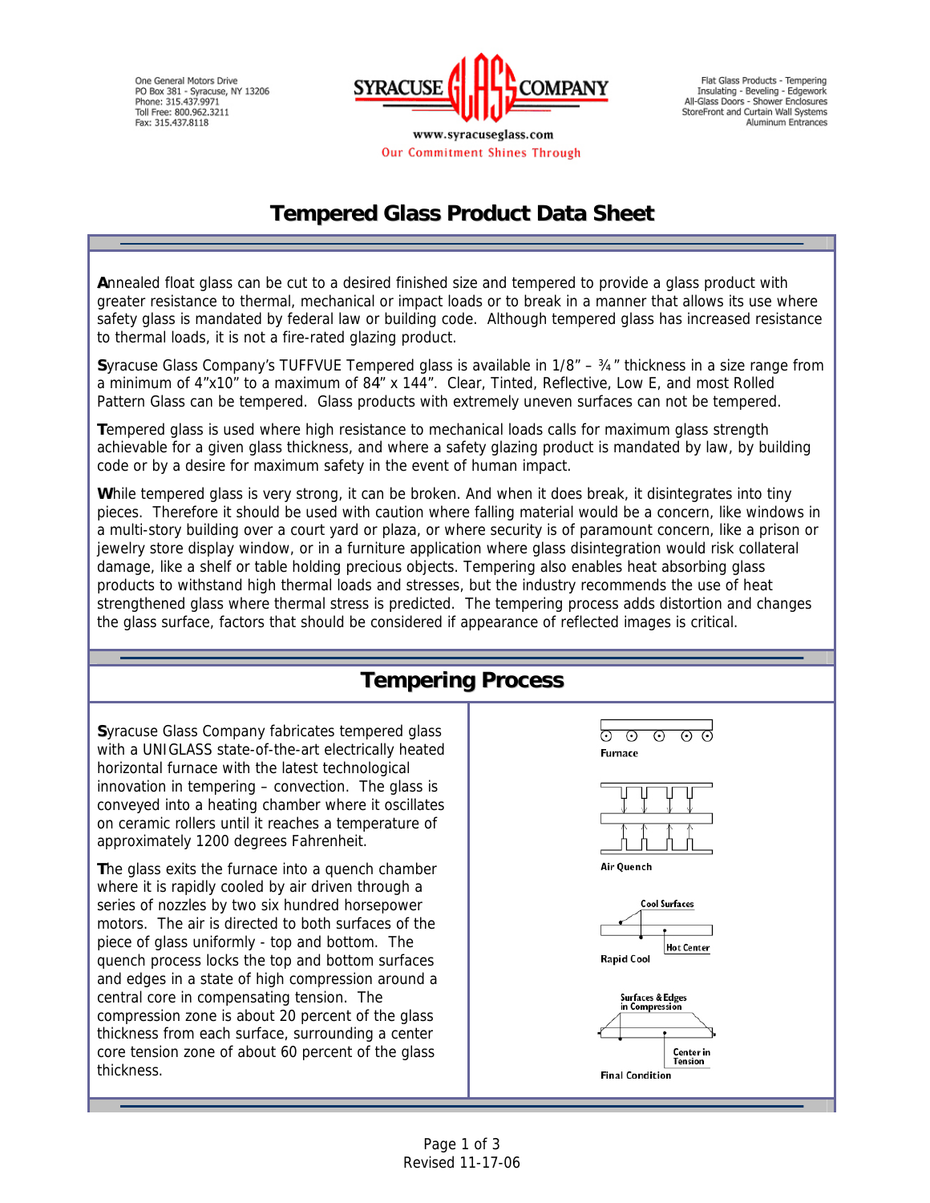One General Motors Drive
PO Box 381 - Syracuse, NY 13206
Phone: 315.437.9971
Toll Free: 800.962.3211
Fax: 315.437.8118

**SYRACUSE GLASS COMPANY**

www.syracuseglass.com

Our Commitment Shines Through

Flat Glass Products - Tempering
Insulating - Beveling - Edgework
All-Glass Doors - Shower Enclosures
StoreFront and Curtain Wall Systems
Aluminum Entrances

# Tempered Glass Product Data Sheet

Annealed float glass can be cut to a desired finished size and tempered to provide a glass product with greater resistance to thermal, mechanical or impact loads or to break in a manner that allows its use where safety glass is mandated by federal law or building code. Although tempered glass has increased resistance to thermal loads, it is not a fire-rated glazing product.

Syracuse Glass Company's TUFFVUE Tempered glass is available in 1/8" – ¾" thickness in a size range from a minimum of 4"x10" to a maximum of 84" x 144". Clear, Tinted, Reflective, Low E, and most Rolled Pattern Glass can be tempered. Glass products with extremely uneven surfaces can not be tempered.

Tempered glass is used where high resistance to mechanical loads calls for maximum glass strength achievable for a given glass thickness, and where a safety glazing product is mandated by law, by building code or by a desire for maximum safety in the event of human impact.

While tempered glass is very strong, it can be broken. And when it does break, it disintegrates into tiny pieces. Therefore it should be used with caution where falling material would be a concern, like windows in a multi-story building over a court yard or plaza, or where security is of paramount concern, like a prison or jewelry store display window, or in a furniture application where glass disintegration would risk collateral damage, like a shelf or table holding precious objects. Tempering also enables heat absorbing glass products to withstand high thermal loads and stresses, but the industry recommends the use of heat strengthened glass where thermal stress is predicted. The tempering process adds distortion and changes the glass surface, factors that should be considered if appearance of reflected images is critical.

## Tempering Process

Syracuse Glass Company fabricates tempered glass with a UNIGLASS state-of-the-art electrically heated horizontal furnace with the latest technological innovation in tempering – convection. The glass is conveyed into a heating chamber where it oscillates on ceramic rollers until it reaches a temperature of approximately 1200 degrees Fahrenheit.

The glass exits the furnace into a quench chamber where it is rapidly cooled by air driven through a series of nozzles by two six hundred horsepower motors. The air is directed to both surfaces of the piece of glass uniformly - top and bottom. The quench process locks the top and bottom surfaces and edges in a state of high compression around a central core in compensating tension. The compression zone is about 20 percent of the glass thickness from each surface, surrounding a center core tension zone of about 60 percent of the glass thickness.

Furnace

Air Quench

Cool Surfaces

Hot Center

Rapid Cool

Surfaces & Edges in Compression

Center in Tension

Final Condition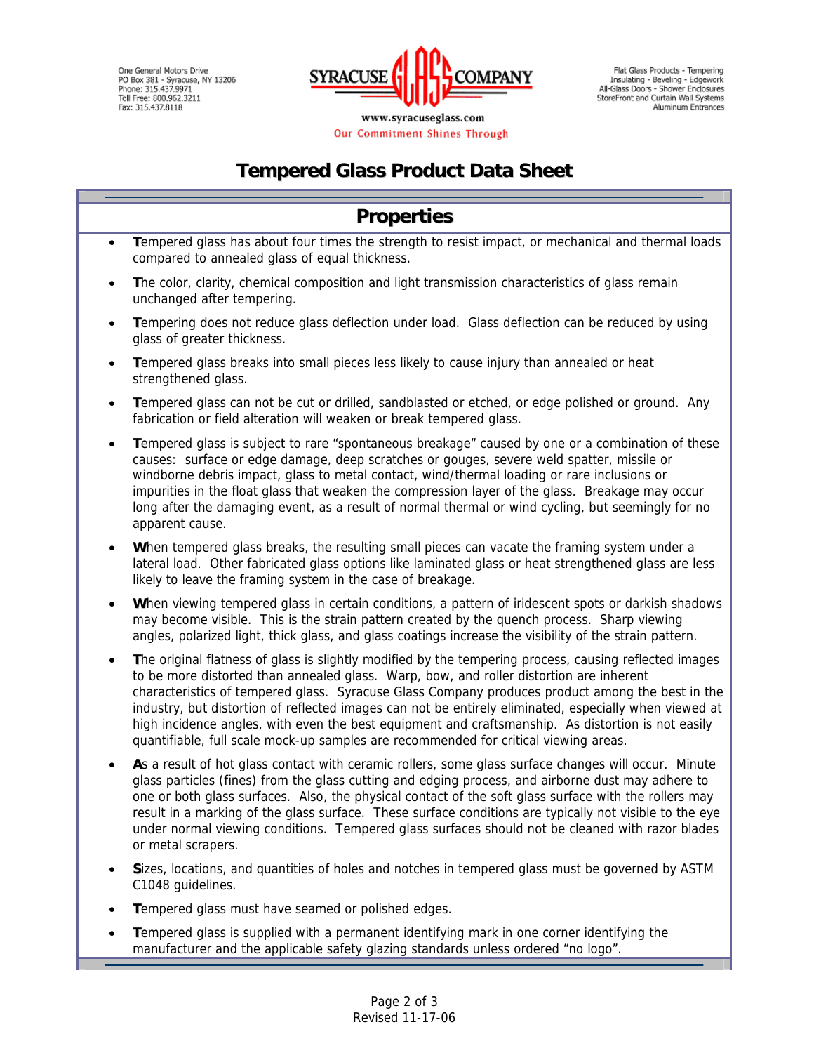One General Motors Drive
PO Box 381 - Syracuse, NY 13206
Phone: 315.437.9971
Toll Free: 800.962.3211
Fax: 315.437.8118

SYRACUSE GLASS COMPANY

www.syracuseglass.com
Our Commitment Shines Through

Flat Glass Products - Tempering
Insulating - Beveling - Edgework
All-Glass Doors - Shower Enclosures
StoreFront and Curtain Wall Systems
Aluminum Entrances

# Tempered Glass Product Data Sheet

## Properties

- **T**empered glass has about four times the strength to resist impact, or mechanical and thermal loads compared to annealed glass of equal thickness.
- **T**he color, clarity, chemical composition and light transmission characteristics of glass remain unchanged after tempering.
- **T**empering does not reduce glass deflection under load. Glass deflection can be reduced by using glass of greater thickness.
- **T**empered glass breaks into small pieces less likely to cause injury than annealed or heat strengthened glass.
- **T**empered glass can not be cut or drilled, sandblasted or etched, or edge polished or ground. Any fabrication or field alteration will weaken or break tempered glass.
- **T**empered glass is subject to rare "spontaneous breakage" caused by one or a combination of these causes: surface or edge damage, deep scratches or gouges, severe weld spatter, missile or windborne debris impact, glass to metal contact, wind/thermal loading or rare inclusions or impurities in the float glass that weaken the compression layer of the glass. Breakage may occur long after the damaging event, as a result of normal thermal or wind cycling, but seemingly for no apparent cause.
- **W**hen tempered glass breaks, the resulting small pieces can vacate the framing system under a lateral load. Other fabricated glass options like laminated glass or heat strengthened glass are less likely to leave the framing system in the case of breakage.
- **W**hen viewing tempered glass in certain conditions, a pattern of iridescent spots or darkish shadows may become visible. This is the strain pattern created by the quench process. Sharp viewing angles, polarized light, thick glass, and glass coatings increase the visibility of the strain pattern.
- **T**he original flatness of glass is slightly modified by the tempering process, causing reflected images to be more distorted than annealed glass. Warp, bow, and roller distortion are inherent characteristics of tempered glass. Syracuse Glass Company produces product among the best in the industry, but distortion of reflected images can not be entirely eliminated, especially when viewed at high incidence angles, with even the best equipment and craftsmanship. As distortion is not easily quantifiable, full scale mock-up samples are recommended for critical viewing areas.
- **A**s a result of hot glass contact with ceramic rollers, some glass surface changes will occur. Minute glass particles (fines) from the glass cutting and edging process, and airborne dust may adhere to one or both glass surfaces. Also, the physical contact of the soft glass surface with the rollers may result in a marking of the glass surface. These surface conditions are typically not visible to the eye under normal viewing conditions. Tempered glass surfaces should not be cleaned with razor blades or metal scrapers.
- **S**izes, locations, and quantities of holes and notches in tempered glass must be governed by ASTM C1048 guidelines.
- **T**empered glass must have seamed or polished edges.
- **T**empered glass is supplied with a permanent identifying mark in one corner identifying the manufacturer and the applicable safety glazing standards unless ordered "no logo".

Revised 11-17-06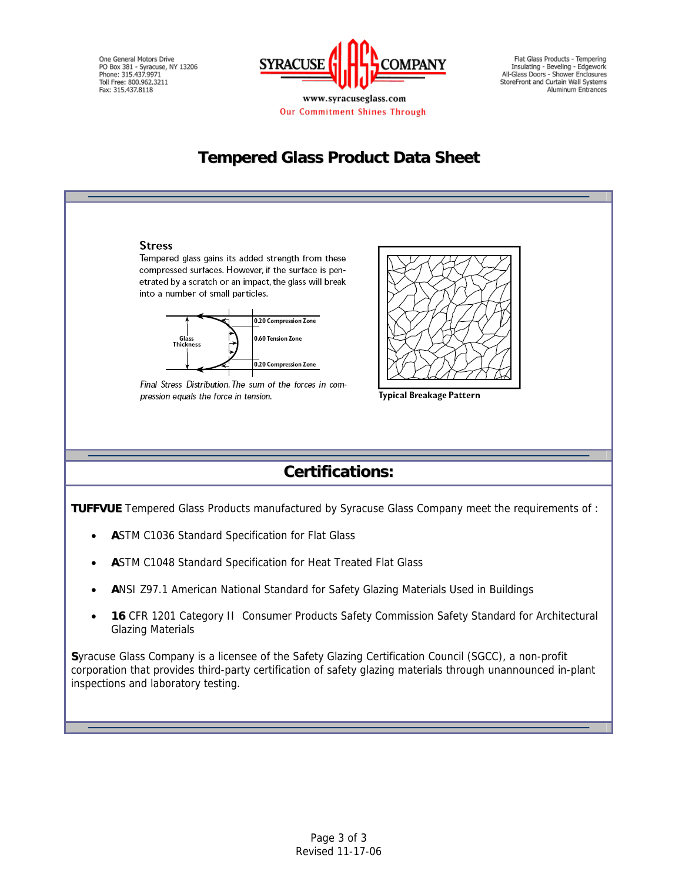One General Motors Drive
PO Box 381 - Syracuse, NY 13206
Phone: 315.437.9971
Toll Free: 800.962.3211
Fax: 315.437.8118

SYRACUSE GLASS COMPANY

www.syracuseglass.com

Our Commitment Shines Through

Flat Glass Products - Tempering
Insulating - Beveling - Edgework
All-Glass Doors - Shower Enclosures
StoreFront and Curtain Wall Systems
Aluminum Entrances

# Tempered Glass Product Data Sheet

### Stress

Tempered glass gains its added strength from these compressed surfaces. However, if the surface is penetrated by a scratch or an impact, the glass will break into a number of small particles.

Glass Thickness

0.20 Compression Zone

0.60 Tension Zone

0.20 Compression Zone

*Final Stress Distribution. The sum of the forces in compression equals the force in tension.*

Typical Breakage Pattern

## Certifications:

**TUFFVUE** Tempered Glass Products manufactured by Syracuse Glass Company meet the requirements of :

- **A**STM C1036 Standard Specification for Flat Glass
- **A**STM C1048 Standard Specification for Heat Treated Flat Glass
- **A**NSI Z97.1 American National Standard for Safety Glazing Materials Used in Buildings
- **16** CFR 1201 Category II Consumer Products Safety Commission Safety Standard for Architectural Glazing Materials

**S**yracuse Glass Company is a licensee of the Safety Glazing Certification Council (SGCC), a non-profit corporation that provides third-party certification of safety glazing materials through unannounced in-plant inspections and laboratory testing.

Revised 11-17-06